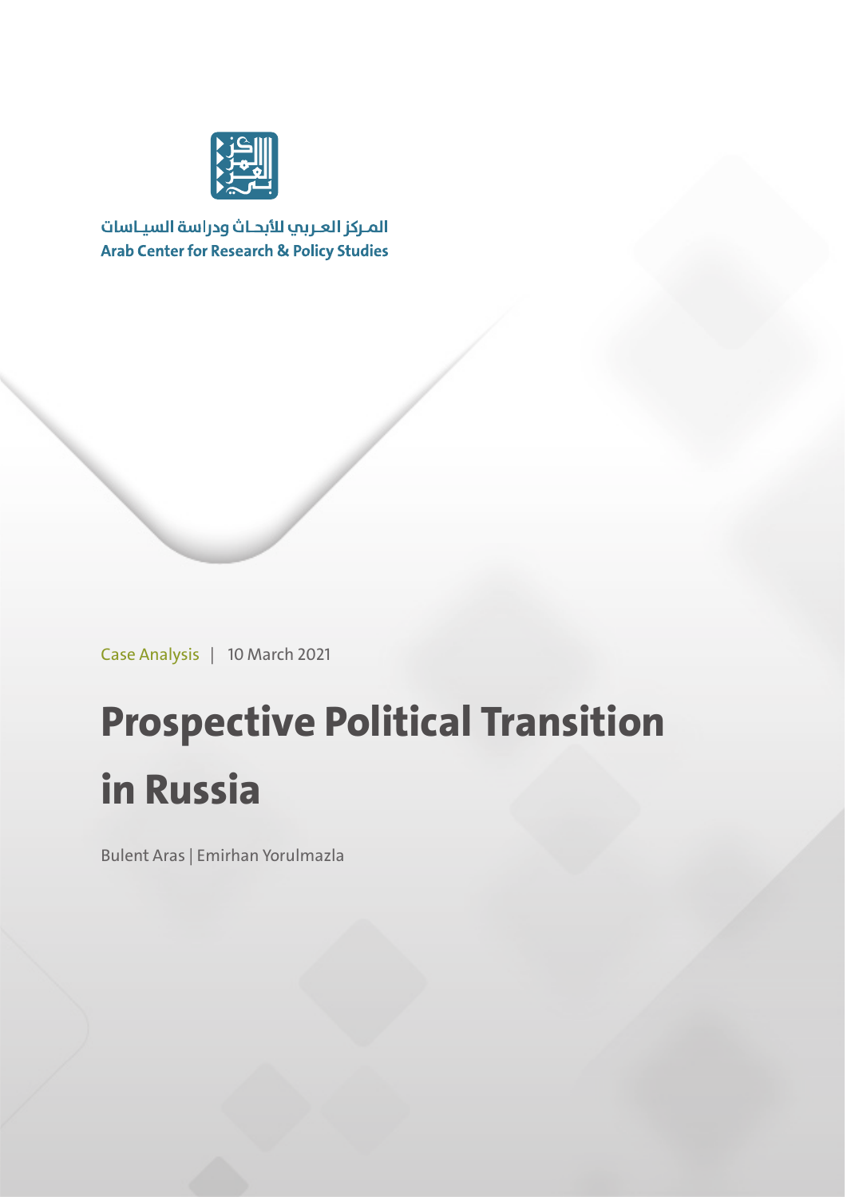المـركز العـربي للأبحـاث ودراسة السيـاسات

Arab Center for Research & Policy Studies

Case Analysis | 10 March 2021

# Prospective Political Transition in Russia

Bulent Aras | Emirhan Yorulmazla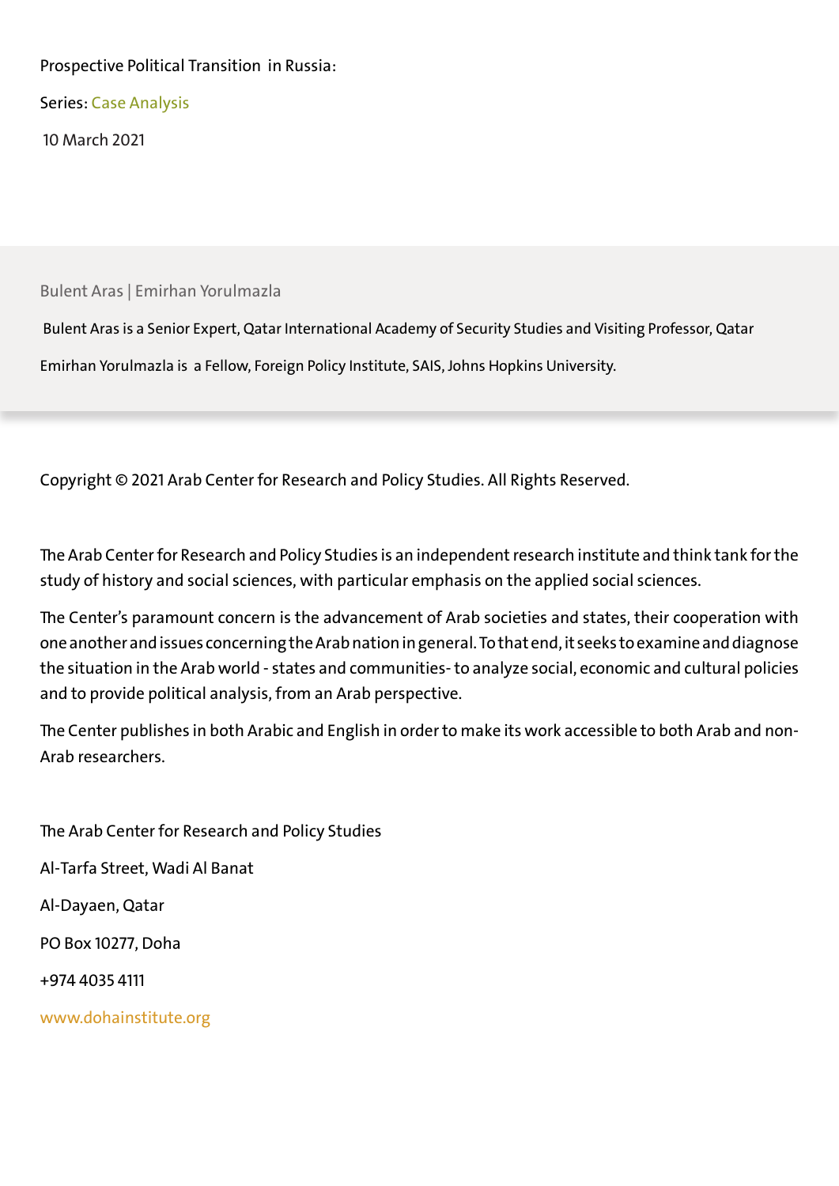Prospective Political Transition in Russia:

Series: Case Analysis

10 March 2021

Bulent Aras | Emirhan Yorulmazla

Bulent Aras is a Senior Expert, Qatar International Academy of Security Studies and Visiting Professor, Qatar

Emirhan Yorulmazla is a Fellow, Foreign Policy Institute, SAIS, Johns Hopkins University.

Copyright © 2021 Arab Center for Research and Policy Studies. All Rights Reserved.

The Arab Center for Research and Policy Studies is an independent research institute and think tank for the study of history and social sciences, with particular emphasis on the applied social sciences.

The Center's paramount concern is the advancement of Arab societies and states, their cooperation with one another and issues concerning the Arab nation in general. To that end, it seeks to examine and diagnose the situation in the Arab world - states and communities- to analyze social, economic and cultural policies and to provide political analysis, from an Arab perspective.

The Center publishes in both Arabic and English in order to make its work accessible to both Arab and non-Arab researchers.

The Arab Center for Research and Policy Studies

Al-Tarfa Street, Wadi Al Banat

Al-Dayaen, Qatar

PO Box 10277, Doha

+974 4035 4111

www.dohainstitute.org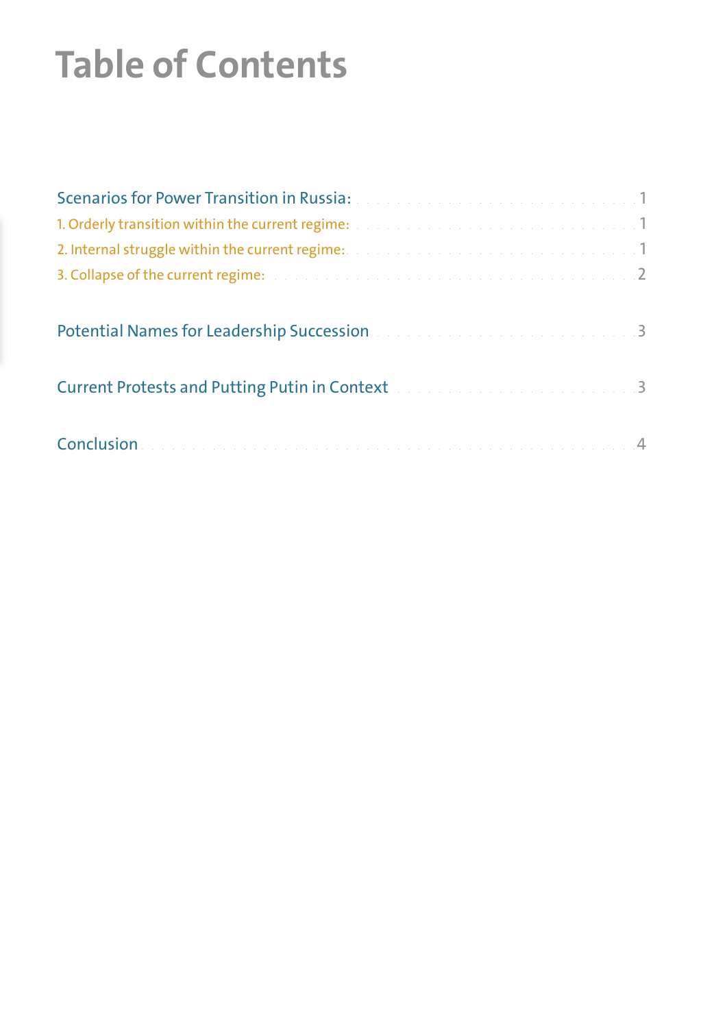# Table of Contents

Scenarios for Power Transition in Russia: ........ 1

1. Orderly transition within the current regime: ........ 1
2. Internal struggle within the current regime: ........ 1
3. Collapse of the current regime: ........ 2

Potential Names for Leadership Succession ........ 3

Current Protests and Putting Putin in Context ........ 3

Conclusion ........ 4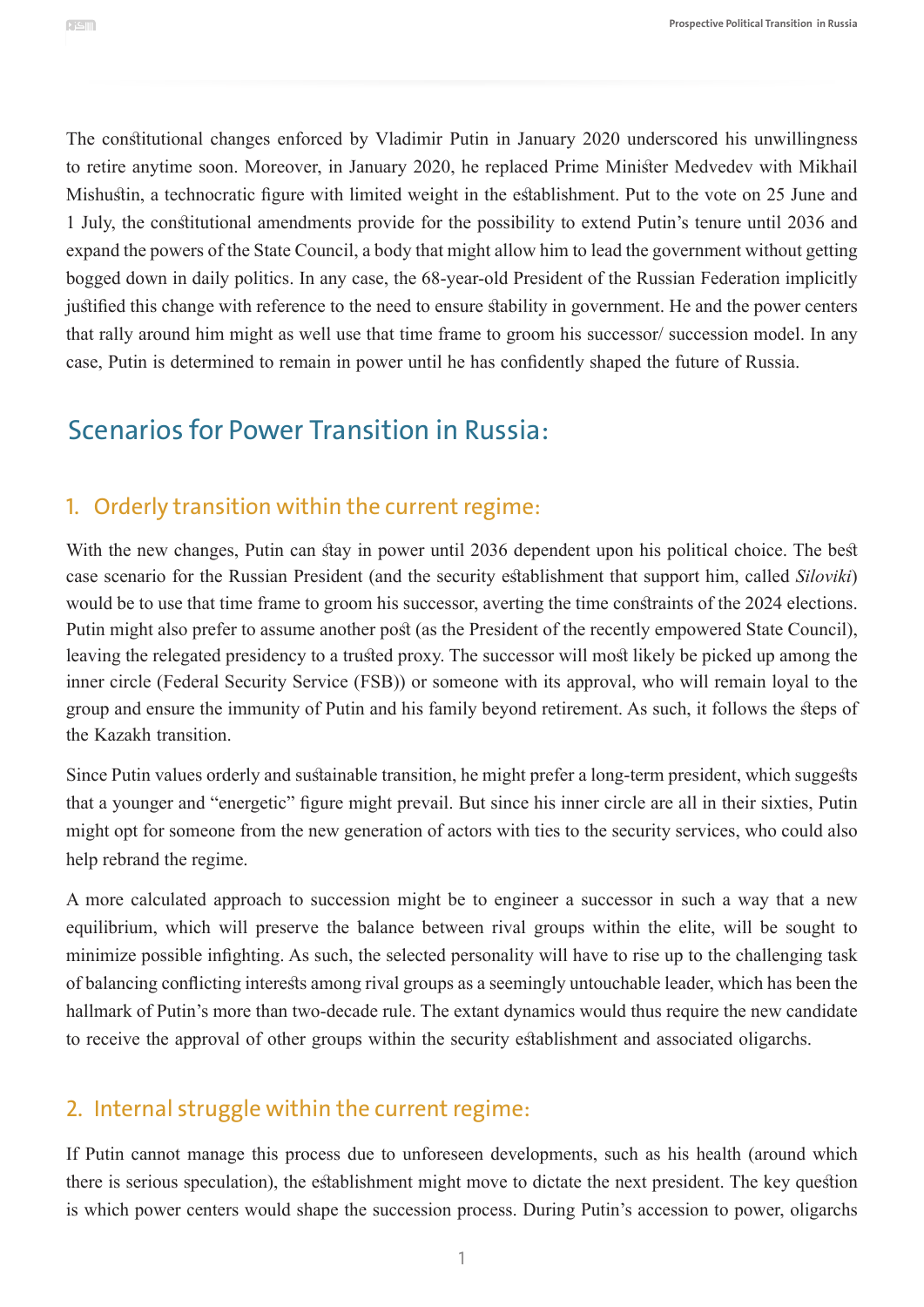The constitutional changes enforced by Vladimir Putin in January 2020 underscored his unwillingness to retire anytime soon. Moreover, in January 2020, he replaced Prime Minister Medvedev with Mikhail Mishustin, a technocratic figure with limited weight in the establishment. Put to the vote on 25 June and 1 July, the constitutional amendments provide for the possibility to extend Putin's tenure until 2036 and expand the powers of the State Council, a body that might allow him to lead the government without getting bogged down in daily politics. In any case, the 68-year-old President of the Russian Federation implicitly justified this change with reference to the need to ensure stability in government. He and the power centers that rally around him might as well use that time frame to groom his successor/ succession model. In any case, Putin is determined to remain in power until he has confidently shaped the future of Russia.

## Scenarios for Power Transition in Russia:

### 1. Orderly transition within the current regime:

With the new changes, Putin can stay in power until 2036 dependent upon his political choice. The best case scenario for the Russian President (and the security establishment that support him, called *Siloviki*) would be to use that time frame to groom his successor, averting the time constraints of the 2024 elections. Putin might also prefer to assume another post (as the President of the recently empowered State Council), leaving the relegated presidency to a trusted proxy. The successor will most likely be picked up among the inner circle (Federal Security Service (FSB)) or someone with its approval, who will remain loyal to the group and ensure the immunity of Putin and his family beyond retirement. As such, it follows the steps of the Kazakh transition.

Since Putin values orderly and sustainable transition, he might prefer a long-term president, which suggests that a younger and "energetic" figure might prevail. But since his inner circle are all in their sixties, Putin might opt for someone from the new generation of actors with ties to the security services, who could also help rebrand the regime.

A more calculated approach to succession might be to engineer a successor in such a way that a new equilibrium, which will preserve the balance between rival groups within the elite, will be sought to minimize possible infighting. As such, the selected personality will have to rise up to the challenging task of balancing conflicting interests among rival groups as a seemingly untouchable leader, which has been the hallmark of Putin's more than two-decade rule. The extant dynamics would thus require the new candidate to receive the approval of other groups within the security establishment and associated oligarchs.

### 2. Internal struggle within the current regime:

If Putin cannot manage this process due to unforeseen developments, such as his health (around which there is serious speculation), the establishment might move to dictate the next president. The key question is which power centers would shape the succession process. During Putin's accession to power, oligarchs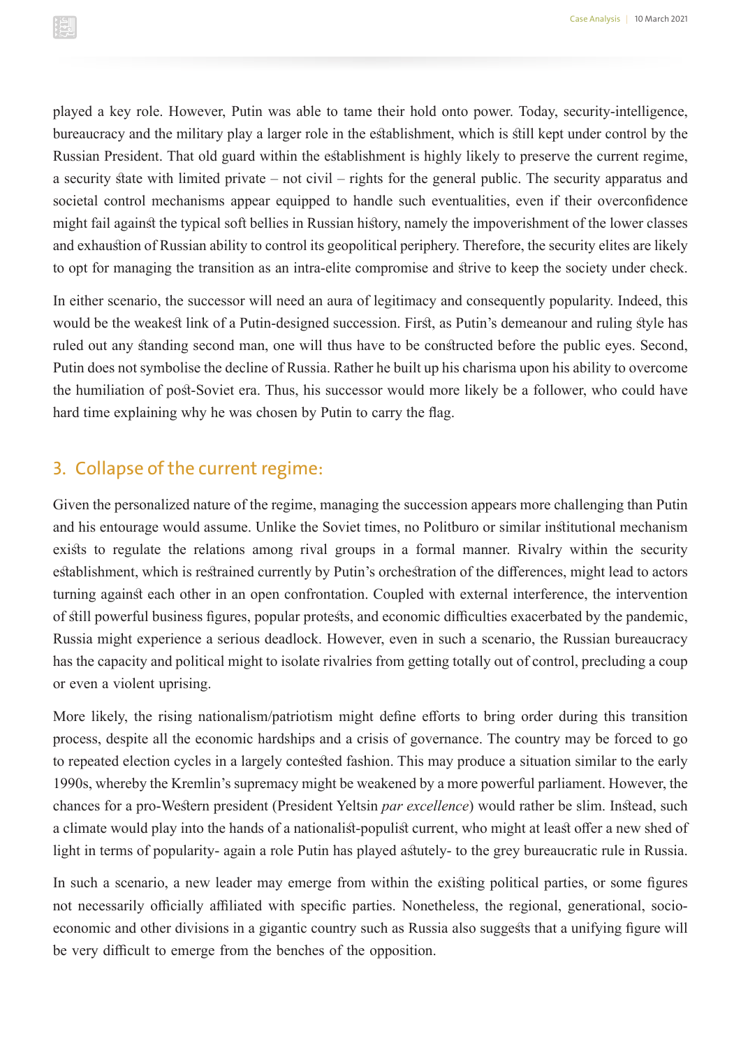played a key role. However, Putin was able to tame their hold onto power. Today, security-intelligence, bureaucracy and the military play a larger role in the establishment, which is still kept under control by the Russian President. That old guard within the establishment is highly likely to preserve the current regime, a security state with limited private – not civil – rights for the general public. The security apparatus and societal control mechanisms appear equipped to handle such eventualities, even if their overconfidence might fail against the typical soft bellies in Russian history, namely the impoverishment of the lower classes and exhaustion of Russian ability to control its geopolitical periphery. Therefore, the security elites are likely to opt for managing the transition as an intra-elite compromise and strive to keep the society under check.

In either scenario, the successor will need an aura of legitimacy and consequently popularity. Indeed, this would be the weakest link of a Putin-designed succession. First, as Putin's demeanour and ruling style has ruled out any standing second man, one will thus have to be constructed before the public eyes. Second, Putin does not symbolise the decline of Russia. Rather he built up his charisma upon his ability to overcome the humiliation of post-Soviet era. Thus, his successor would more likely be a follower, who could have hard time explaining why he was chosen by Putin to carry the flag.

## 3. Collapse of the current regime:

Given the personalized nature of the regime, managing the succession appears more challenging than Putin and his entourage would assume. Unlike the Soviet times, no Politburo or similar institutional mechanism exists to regulate the relations among rival groups in a formal manner. Rivalry within the security establishment, which is restrained currently by Putin's orchestration of the differences, might lead to actors turning against each other in an open confrontation. Coupled with external interference, the intervention of still powerful business figures, popular protests, and economic difficulties exacerbated by the pandemic, Russia might experience a serious deadlock. However, even in such a scenario, the Russian bureaucracy has the capacity and political might to isolate rivalries from getting totally out of control, precluding a coup or even a violent uprising.

More likely, the rising nationalism/patriotism might define efforts to bring order during this transition process, despite all the economic hardships and a crisis of governance. The country may be forced to go to repeated election cycles in a largely contested fashion. This may produce a situation similar to the early 1990s, whereby the Kremlin's supremacy might be weakened by a more powerful parliament. However, the chances for a pro-Western president (President Yeltsin *par excellence*) would rather be slim. Instead, such a climate would play into the hands of a nationalist-populist current, who might at least offer a new shed of light in terms of popularity- again a role Putin has played astutely- to the grey bureaucratic rule in Russia.

In such a scenario, a new leader may emerge from within the existing political parties, or some figures not necessarily officially affiliated with specific parties. Nonetheless, the regional, generational, socio-economic and other divisions in a gigantic country such as Russia also suggests that a unifying figure will be very difficult to emerge from the benches of the opposition.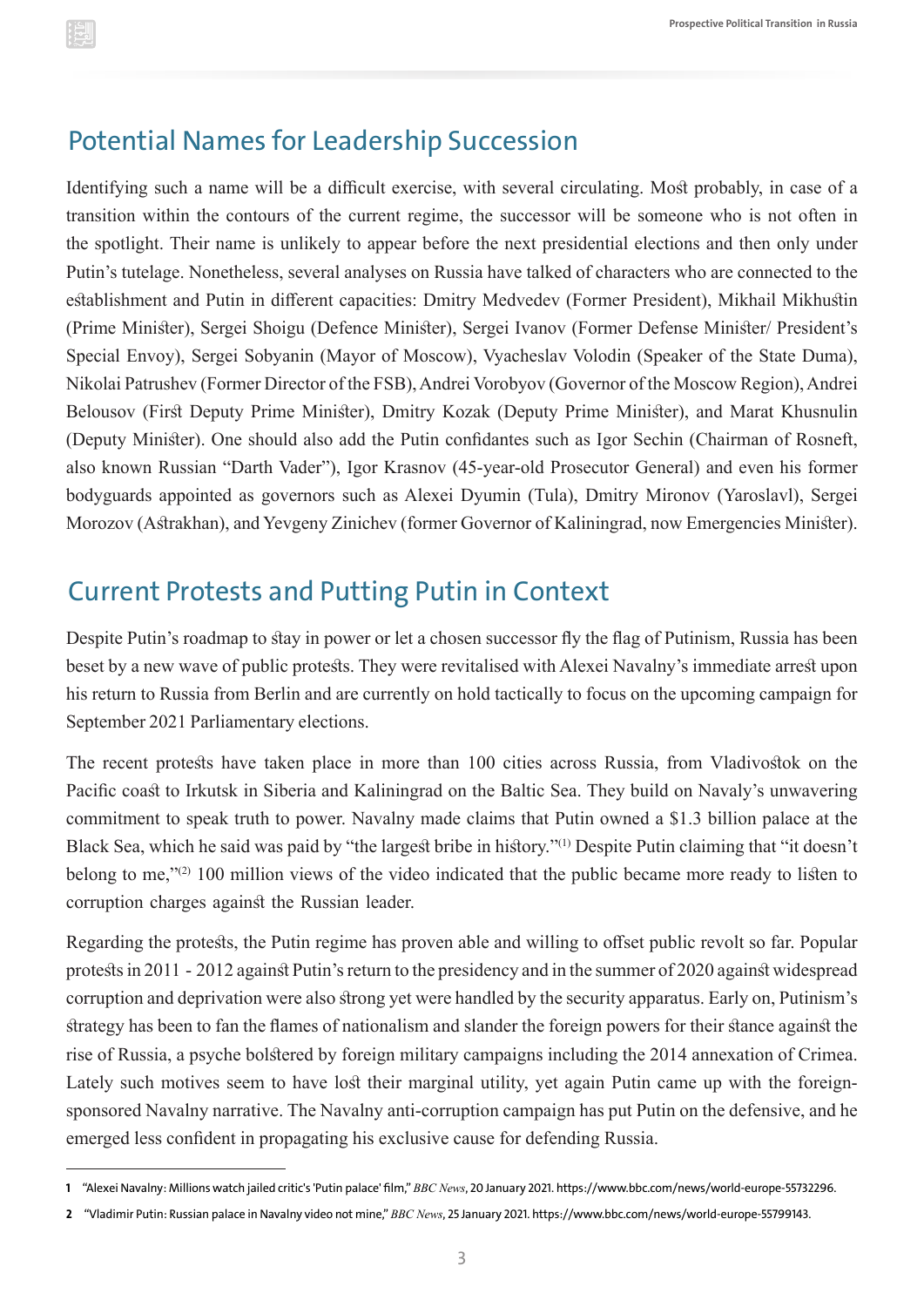## Potential Names for Leadership Succession

Identifying such a name will be a difficult exercise, with several circulating. Most probably, in case of a transition within the contours of the current regime, the successor will be someone who is not often in the spotlight. Their name is unlikely to appear before the next presidential elections and then only under Putin's tutelage. Nonetheless, several analyses on Russia have talked of characters who are connected to the establishment and Putin in different capacities: Dmitry Medvedev (Former President), Mikhail Mikhustin (Prime Minister), Sergei Shoigu (Defence Minister), Sergei Ivanov (Former Defense Minister/ President's Special Envoy), Sergei Sobyanin (Mayor of Moscow), Vyacheslav Volodin (Speaker of the State Duma), Nikolai Patrushev (Former Director of the FSB), Andrei Vorobyov (Governor of the Moscow Region), Andrei Belousov (First Deputy Prime Minister), Dmitry Kozak (Deputy Prime Minister), and Marat Khusnulin (Deputy Minister). One should also add the Putin confidantes such as Igor Sechin (Chairman of Rosneft, also known Russian "Darth Vader"), Igor Krasnov (45-year-old Prosecutor General) and even his former bodyguards appointed as governors such as Alexei Dyumin (Tula), Dmitry Mironov (Yaroslavl), Sergei Morozov (Astrakhan), and Yevgeny Zinichev (former Governor of Kaliningrad, now Emergencies Minister).

## Current Protests and Putting Putin in Context

Despite Putin's roadmap to stay in power or let a chosen successor fly the flag of Putinism, Russia has been beset by a new wave of public protests. They were revitalised with Alexei Navalny's immediate arrest upon his return to Russia from Berlin and are currently on hold tactically to focus on the upcoming campaign for September 2021 Parliamentary elections.

The recent protests have taken place in more than 100 cities across Russia, from Vladivostok on the Pacific coast to Irkutsk in Siberia and Kaliningrad on the Baltic Sea. They build on Navaly's unwavering commitment to speak truth to power. Navalny made claims that Putin owned a $1.3 billion palace at the Black Sea, which he said was paid by "the largest bribe in history."[1] Despite Putin claiming that "it doesn't belong to me,"[2] 100 million views of the video indicated that the public became more ready to listen to corruption charges against the Russian leader.

Regarding the protests, the Putin regime has proven able and willing to offset public revolt so far. Popular protests in 2011 - 2012 against Putin's return to the presidency and in the summer of 2020 against widespread corruption and deprivation were also strong yet were handled by the security apparatus. Early on, Putinism's strategy has been to fan the flames of nationalism and slander the foreign powers for their stance against the rise of Russia, a psyche bolstered by foreign military campaigns including the 2014 annexation of Crimea. Lately such motives seem to have lost their marginal utility, yet again Putin came up with the foreign-sponsored Navalny narrative. The Navalny anti-corruption campaign has put Putin on the defensive, and he emerged less confident in propagating his exclusive cause for defending Russia.

---

1 "Alexei Navalny: Millions watch jailed critic's 'Putin palace' film," *BBC News*, 20 January 2021. https://www.bbc.com/news/world-europe-55732296.

2 "Vladimir Putin: Russian palace in Navalny video not mine," *BBC News*, 25 January 2021. https://www.bbc.com/news/world-europe-55799143.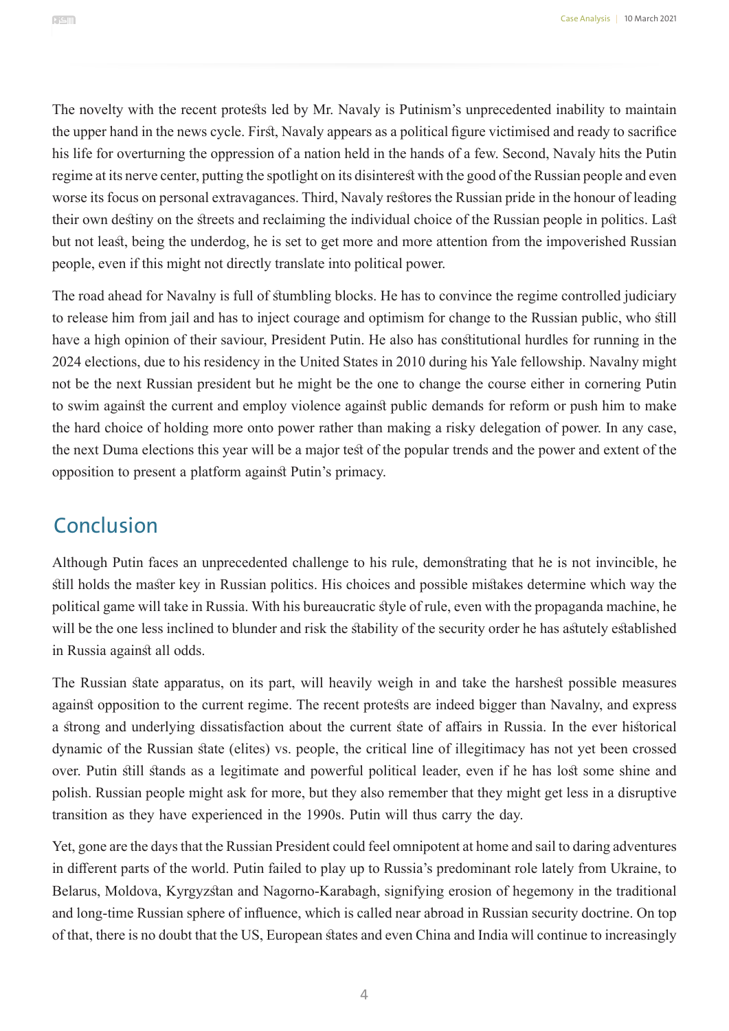The novelty with the recent protests led by Mr. Navaly is Putinism's unprecedented inability to maintain the upper hand in the news cycle. First, Navaly appears as a political figure victimised and ready to sacrifice his life for overturning the oppression of a nation held in the hands of a few. Second, Navaly hits the Putin regime at its nerve center, putting the spotlight on its disinterest with the good of the Russian people and even worse its focus on personal extravagances. Third, Navaly restores the Russian pride in the honour of leading their own destiny on the streets and reclaiming the individual choice of the Russian people in politics. Last but not least, being the underdog, he is set to get more and more attention from the impoverished Russian people, even if this might not directly translate into political power.

The road ahead for Navalny is full of stumbling blocks. He has to convince the regime controlled judiciary to release him from jail and has to inject courage and optimism for change to the Russian public, who still have a high opinion of their saviour, President Putin. He also has constitutional hurdles for running in the 2024 elections, due to his residency in the United States in 2010 during his Yale fellowship. Navalny might not be the next Russian president but he might be the one to change the course either in cornering Putin to swim against the current and employ violence against public demands for reform or push him to make the hard choice of holding more onto power rather than making a risky delegation of power. In any case, the next Duma elections this year will be a major test of the popular trends and the power and extent of the opposition to present a platform against Putin's primacy.

## Conclusion

Although Putin faces an unprecedented challenge to his rule, demonstrating that he is not invincible, he still holds the master key in Russian politics. His choices and possible mistakes determine which way the political game will take in Russia. With his bureaucratic style of rule, even with the propaganda machine, he will be the one less inclined to blunder and risk the stability of the security order he has astutely established in Russia against all odds.

The Russian state apparatus, on its part, will heavily weigh in and take the harshest possible measures against opposition to the current regime. The recent protests are indeed bigger than Navalny, and express a strong and underlying dissatisfaction about the current state of affairs in Russia. In the ever historical dynamic of the Russian state (elites) vs. people, the critical line of illegitimacy has not yet been crossed over. Putin still stands as a legitimate and powerful political leader, even if he has lost some shine and polish. Russian people might ask for more, but they also remember that they might get less in a disruptive transition as they have experienced in the 1990s. Putin will thus carry the day.

Yet, gone are the days that the Russian President could feel omnipotent at home and sail to daring adventures in different parts of the world. Putin failed to play up to Russia's predominant role lately from Ukraine, to Belarus, Moldova, Kyrgyzstan and Nagorno-Karabagh, signifying erosion of hegemony in the traditional and long-time Russian sphere of influence, which is called near abroad in Russian security doctrine. On top of that, there is no doubt that the US, European states and even China and India will continue to increasingly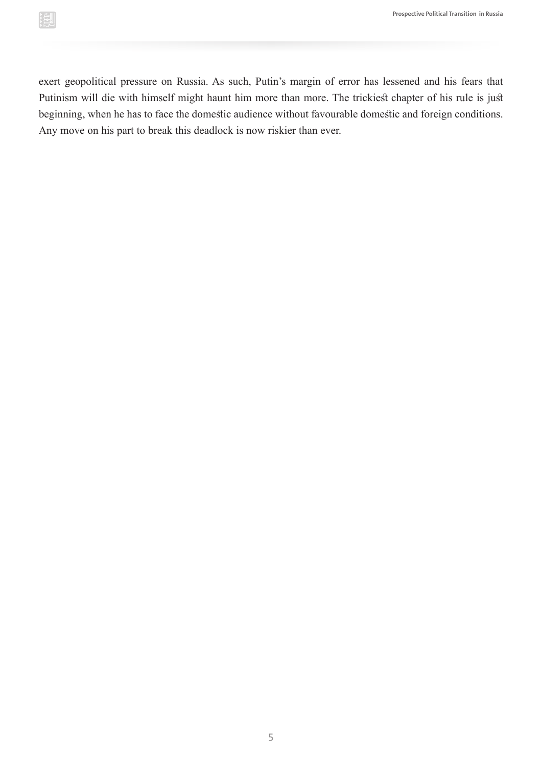exert geopolitical pressure on Russia. As such, Putin's margin of error has lessened and his fears that Putinism will die with himself might haunt him more than more. The trickiest chapter of his rule is just beginning, when he has to face the domestic audience without favourable domestic and foreign conditions. Any move on his part to break this deadlock is now riskier than ever.